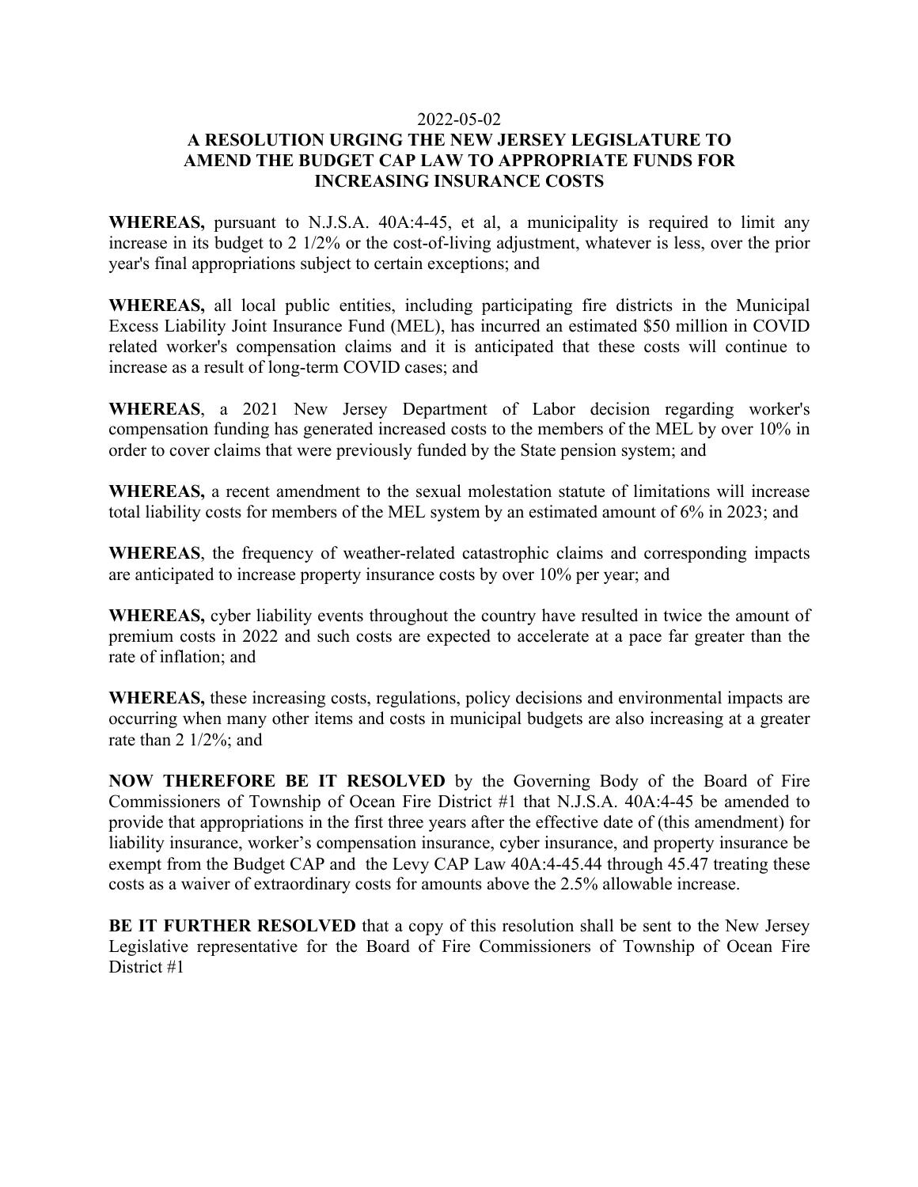2022-05-02

**A RESOLUTION URGING THE NEW JERSEY LEGISLATURE TO AMEND THE BUDGET CAP LAW TO APPROPRIATE FUNDS FOR INCREASING INSURANCE COSTS**

**WHEREAS,** pursuant to N.J.S.A. 40A:4-45, et al, a municipality is required to limit any increase in its budget to 2 1/2% or the cost-of-living adjustment, whatever is less, over the prior year's final appropriations subject to certain exceptions; and

**WHEREAS,** all local public entities, including participating fire districts in the Municipal Excess Liability Joint Insurance Fund (MEL), has incurred an estimated $50 million in COVID related worker's compensation claims and it is anticipated that these costs will continue to increase as a result of long-term COVID cases; and

**WHEREAS**, a 2021 New Jersey Department of Labor decision regarding worker's compensation funding has generated increased costs to the members of the MEL by over 10% in order to cover claims that were previously funded by the State pension system; and

**WHEREAS,** a recent amendment to the sexual molestation statute of limitations will increase total liability costs for members of the MEL system by an estimated amount of 6% in 2023; and

**WHEREAS**, the frequency of weather-related catastrophic claims and corresponding impacts are anticipated to increase property insurance costs by over 10% per year; and

**WHEREAS,** cyber liability events throughout the country have resulted in twice the amount of premium costs in 2022 and such costs are expected to accelerate at a pace far greater than the rate of inflation; and

**WHEREAS,** these increasing costs, regulations, policy decisions and environmental impacts are occurring when many other items and costs in municipal budgets are also increasing at a greater rate than 2 1/2%; and

**NOW THEREFORE BE IT RESOLVED** by the Governing Body of the Board of Fire Commissioners of Township of Ocean Fire District #1 that N.J.S.A. 40A:4-45 be amended to provide that appropriations in the first three years after the effective date of (this amendment) for liability insurance, worker's compensation insurance, cyber insurance, and property insurance be exempt from the Budget CAP and the Levy CAP Law 40A:4-45.44 through 45.47 treating these costs as a waiver of extraordinary costs for amounts above the 2.5% allowable increase.

**BE IT FURTHER RESOLVED** that a copy of this resolution shall be sent to the New Jersey Legislative representative for the Board of Fire Commissioners of Township of Ocean Fire District #1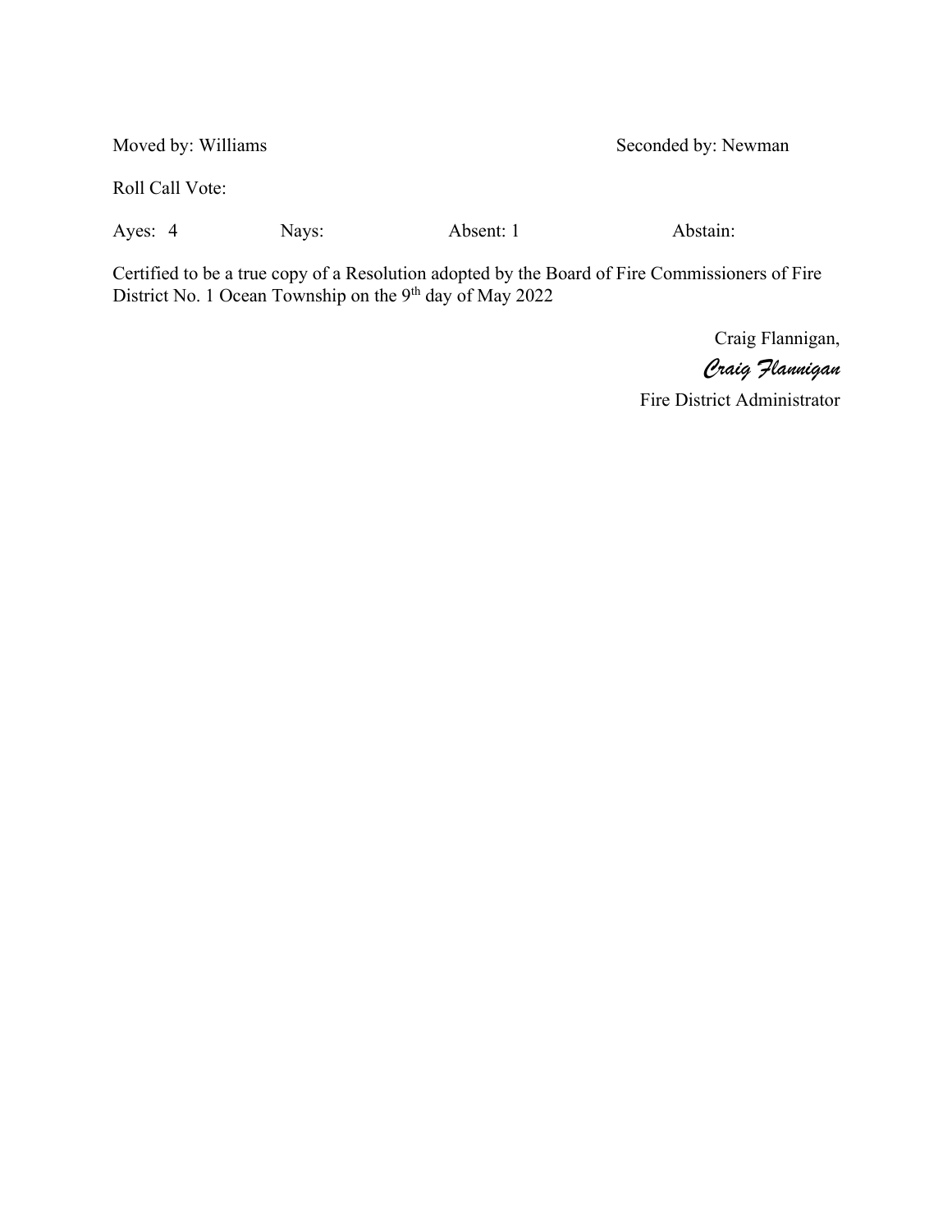Moved by: Williams Seconded by: Newman

Roll Call Vote:

Ayes: 4 Nays: Absent: 1 Abstain:

Certified to be a true copy of a Resolution adopted by the Board of Fire Commissioners of Fire District No. 1 Ocean Township on the 9th day of May 2022

Craig Flannigan,

*Craig Flannigan*

Fire District Administrator